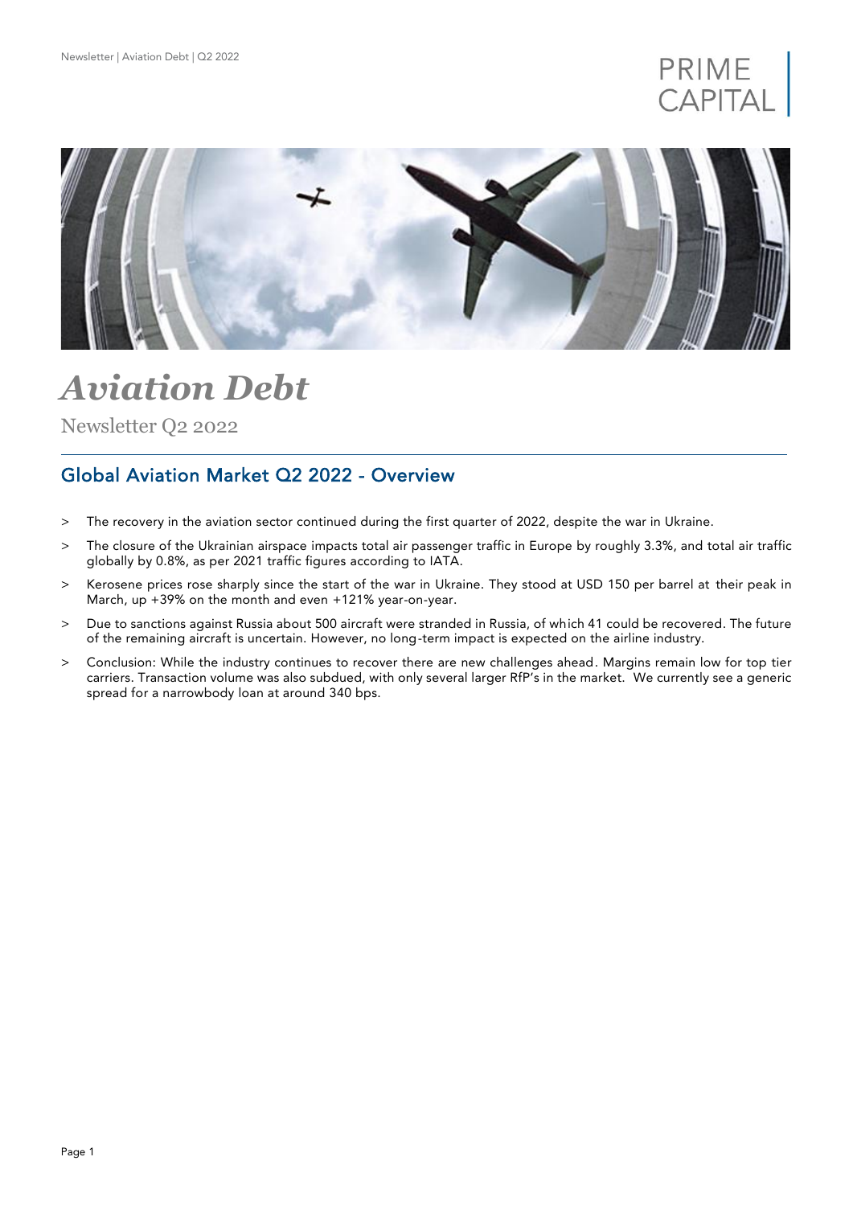# *Aviation Debt*

Newsletter Q2 2022

## Global Aviation Market Q2 2022 - Overview

- The recovery in the aviation sector continued during the first quarter of 2022, despite the war in Ukraine.
- The closure of the Ukrainian airspace impacts total air passenger traffic in Europe by roughly 3.3%, and total air traffic globally by 0.8%, as per 2021 traffic figures according to IATA.
- Kerosene prices rose sharply since the start of the war in Ukraine. They stood at USD 150 per barrel at their peak in March, up +39% on the month and even +121% year-on-year.
- Due to sanctions against Russia about 500 aircraft were stranded in Russia, of which 41 could be recovered. The future of the remaining aircraft is uncertain. However, no long-term impact is expected on the airline industry.
- Conclusion: While the industry continues to recover there are new challenges ahead. Margins remain low for top tier carriers. Transaction volume was also subdued, with only several larger RfP's in the market. We currently see a generic spread for a narrowbody loan at around 340 bps.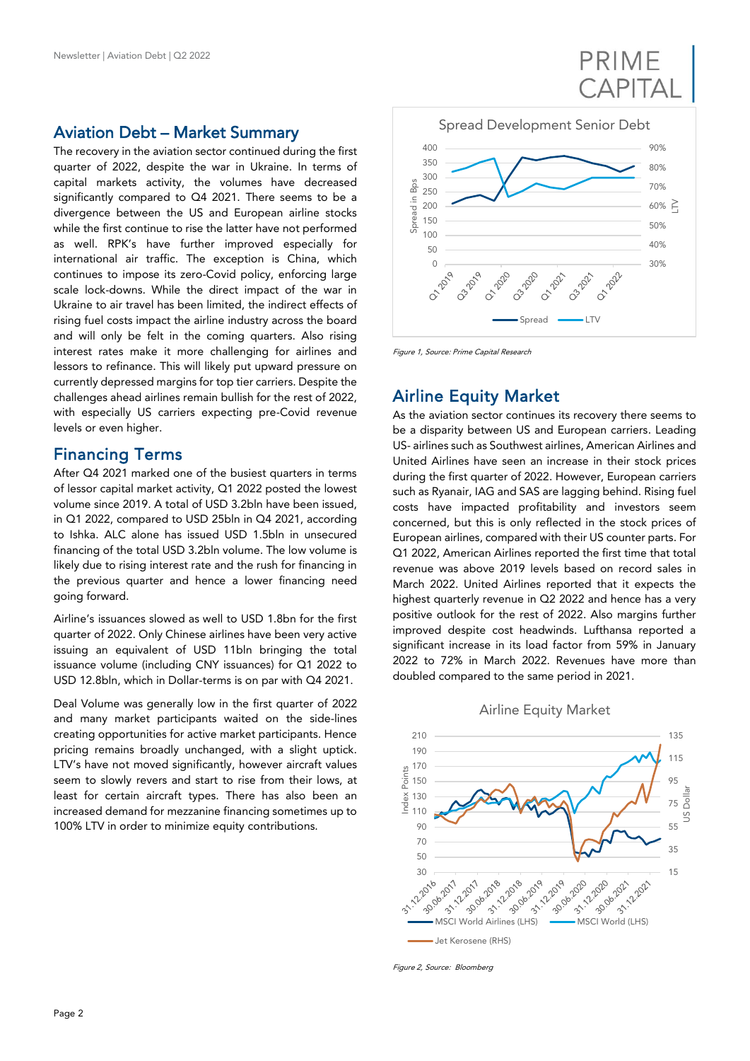## Aviation Debt – Market Summary

The recovery in the aviation sector continued during the first quarter of 2022, despite the war in Ukraine. In terms of capital markets activity, the volumes have decreased significantly compared to Q4 2021. There seems to be a divergence between the US and European airline stocks while the first continue to rise the latter have not performed as well. RPK's have further improved especially for international air traffic. The exception is China, which continues to impose its zero-Covid policy, enforcing large scale lock-downs. While the direct impact of the war in Ukraine to air travel has been limited, the indirect effects of rising fuel costs impact the airline industry across the board and will only be felt in the coming quarters. Also rising interest rates make it more challenging for airlines and lessors to refinance. This will likely put upward pressure on currently depressed margins for top tier carriers. Despite the challenges ahead airlines remain bullish for the rest of 2022, with especially US carriers expecting pre-Covid revenue levels or even higher.

## Financing Terms

After Q4 2021 marked one of the busiest quarters in terms of lessor capital market activity, Q1 2022 posted the lowest volume since 2019. A total of USD 3.2bln have been issued, in Q1 2022, compared to USD 25bln in Q4 2021, according to Ishka. ALC alone has issued USD 1.5bln in unsecured financing of the total USD 3.2bln volume. The low volume is likely due to rising interest rate and the rush for financing in the previous quarter and hence a lower financing need going forward.

Airline's issuances slowed as well to USD 1.8bn for the first quarter of 2022. Only Chinese airlines have been very active issuing an equivalent of USD 11bln bringing the total issuance volume (including CNY issuances) for Q1 2022 to USD 12.8bln, which in Dollar-terms is on par with Q4 2021.

Deal Volume was generally low in the first quarter of 2022 and many market participants waited on the side-lines creating opportunities for active market participants. Hence pricing remains broadly unchanged, with a slight uptick. LTV's have not moved significantly, however aircraft values seem to slowly revers and start to rise from their lows, at least for certain aircraft types. There has also been an increased demand for mezzanine financing sometimes up to 100% LTV in order to minimize equity contributions.

*Figure 1, Source: Prime Capital Research*

## Airline Equity Market

As the aviation sector continues its recovery there seems to be a disparity between US and European carriers. Leading US- airlines such as Southwest airlines, American Airlines and United Airlines have seen an increase in their stock prices during the first quarter of 2022. However, European carriers such as Ryanair, IAG and SAS are lagging behind. Rising fuel costs have impacted profitability and investors seem concerned, but this is only reflected in the stock prices of European airlines, compared with their US counter parts. For Q1 2022, American Airlines reported the first time that total revenue was above 2019 levels based on record sales in March 2022. United Airlines reported that it expects the highest quarterly revenue in Q2 2022 and hence has a very positive outlook for the rest of 2022. Also margins further improved despite cost headwinds. Lufthansa reported a significant increase in its load factor from 59% in January 2022 to 72% in March 2022. Revenues have more than doubled compared to the same period in 2021.

*Figure 2, Source: Bloomberg*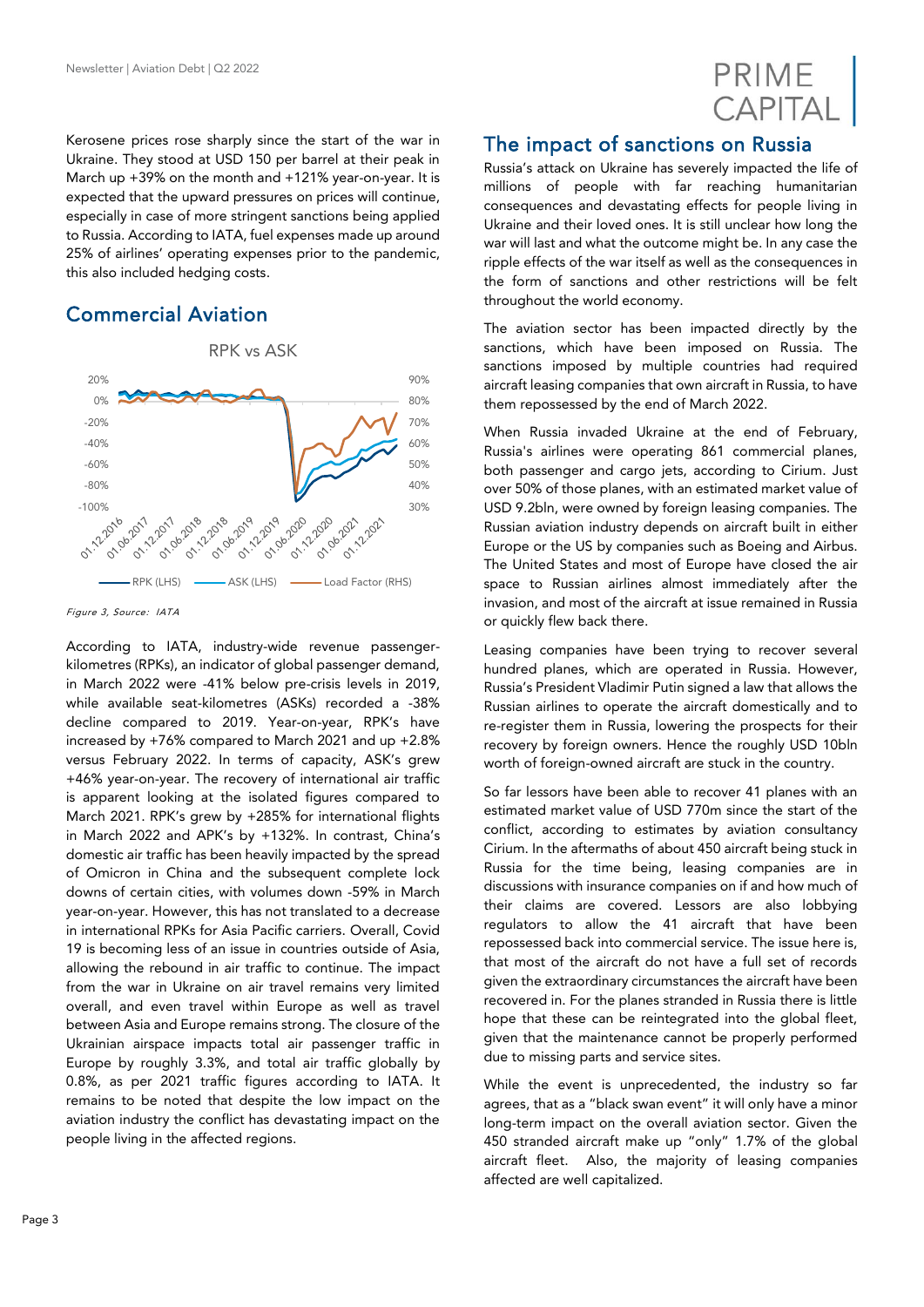Kerosene prices rose sharply since the start of the war in Ukraine. They stood at USD 150 per barrel at their peak in March up +39% on the month and +121% year-on-year. It is expected that the upward pressures on prices will continue, especially in case of more stringent sanctions being applied to Russia. According to IATA, fuel expenses made up around 25% of airlines' operating expenses prior to the pandemic, this also included hedging costs.

## Commercial Aviation

*Figure 3, Source: IATA*

According to IATA, industry-wide revenue passenger-kilometres (RPKs), an indicator of global passenger demand, in March 2022 were -41% below pre-crisis levels in 2019, while available seat-kilometres (ASKs) recorded a -38% decline compared to 2019. Year-on-year, RPK's have increased by +76% compared to March 2021 and up +2.8% versus February 2022. In terms of capacity, ASK's grew +46% year-on-year. The recovery of international air traffic is apparent looking at the isolated figures compared to March 2021. RPK's grew by +285% for international flights in March 2022 and APK's by +132%. In contrast, China's domestic air traffic has been heavily impacted by the spread of Omicron in China and the subsequent complete lock downs of certain cities, with volumes down -59% in March year-on-year. However, this has not translated to a decrease in international RPKs for Asia Pacific carriers. Overall, Covid 19 is becoming less of an issue in countries outside of Asia, allowing the rebound in air traffic to continue. The impact from the war in Ukraine on air travel remains very limited overall, and even travel within Europe as well as travel between Asia and Europe remains strong. The closure of the Ukrainian airspace impacts total air passenger traffic in Europe by roughly 3.3%, and total air traffic globally by 0.8%, as per 2021 traffic figures according to IATA. It remains to be noted that despite the low impact on the aviation industry the conflict has devastating impact on the people living in the affected regions.

## The impact of sanctions on Russia

Russia's attack on Ukraine has severely impacted the life of millions of people with far reaching humanitarian consequences and devastating effects for people living in Ukraine and their loved ones. It is still unclear how long the war will last and what the outcome might be. In any case the ripple effects of the war itself as well as the consequences in the form of sanctions and other restrictions will be felt throughout the world economy.

The aviation sector has been impacted directly by the sanctions, which have been imposed on Russia. The sanctions imposed by multiple countries had required aircraft leasing companies that own aircraft in Russia, to have them repossessed by the end of March 2022.

When Russia invaded Ukraine at the end of February, Russia's airlines were operating 861 commercial planes, both passenger and cargo jets, according to Cirium. Just over 50% of those planes, with an estimated market value of USD 9.2bln, were owned by foreign leasing companies. The Russian aviation industry depends on aircraft built in either Europe or the US by companies such as Boeing and Airbus. The United States and most of Europe have closed the air space to Russian airlines almost immediately after the invasion, and most of the aircraft at issue remained in Russia or quickly flew back there.

Leasing companies have been trying to recover several hundred planes, which are operated in Russia. However, Russia's President Vladimir Putin signed a law that allows the Russian airlines to operate the aircraft domestically and to re-register them in Russia, lowering the prospects for their recovery by foreign owners. Hence the roughly USD 10bln worth of foreign-owned aircraft are stuck in the country.

So far lessors have been able to recover 41 planes with an estimated market value of USD 770m since the start of the conflict, according to estimates by aviation consultancy Cirium. In the aftermaths of about 450 aircraft being stuck in Russia for the time being, leasing companies are in discussions with insurance companies on if and how much of their claims are covered. Lessors are also lobbying regulators to allow the 41 aircraft that have been repossessed back into commercial service. The issue here is, that most of the aircraft do not have a full set of records given the extraordinary circumstances the aircraft have been recovered in. For the planes stranded in Russia there is little hope that these can be reintegrated into the global fleet, given that the maintenance cannot be properly performed due to missing parts and service sites.

While the event is unprecedented, the industry so far agrees, that as a "black swan event" it will only have a minor long-term impact on the overall aviation sector. Given the 450 stranded aircraft make up "only" 1.7% of the global aircraft fleet. Also, the majority of leasing companies affected are well capitalized.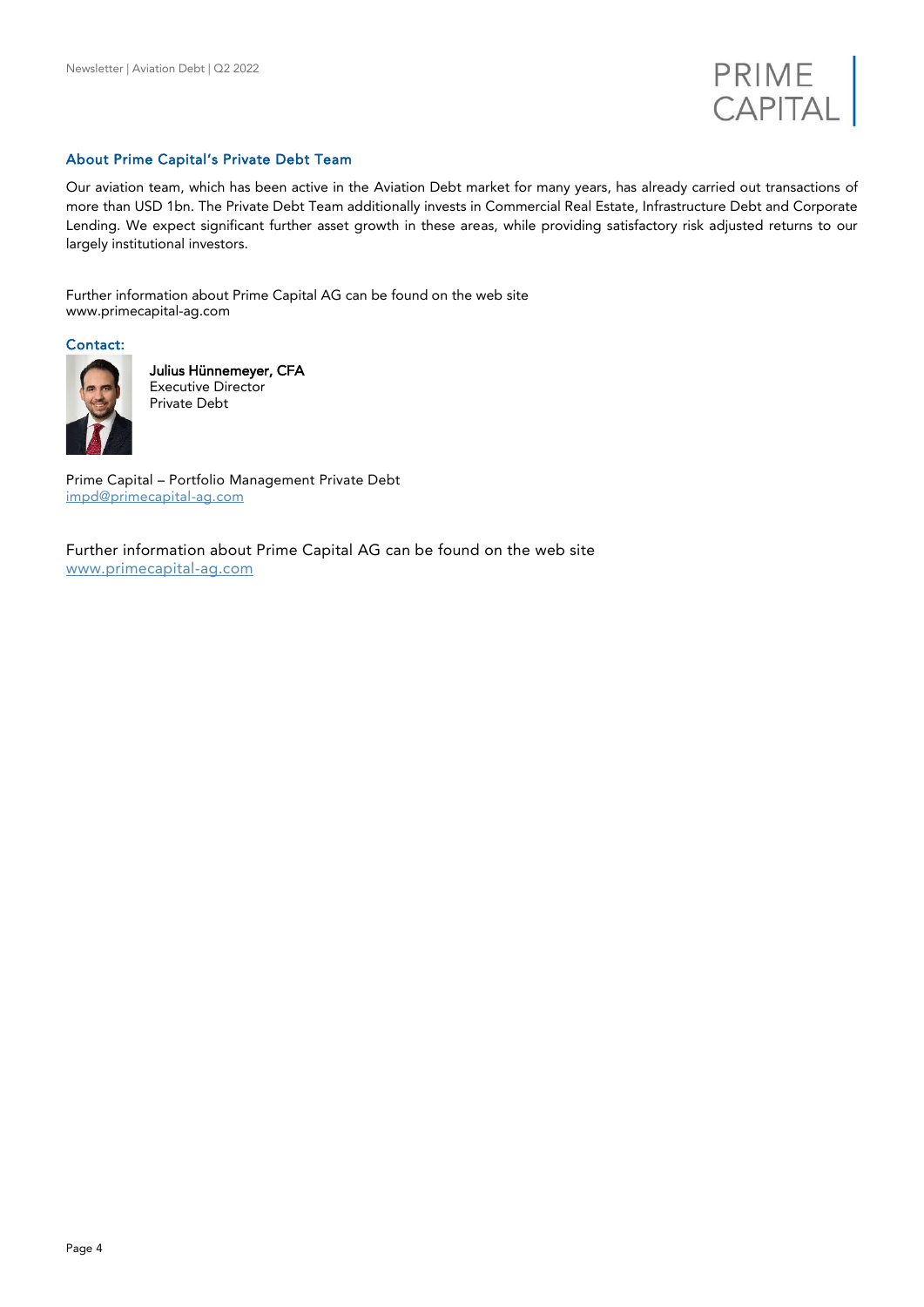## About Prime Capital's Private Debt Team

Our aviation team, which has been active in the Aviation Debt market for many years, has already carried out transactions of more than USD 1bn. The Private Debt Team additionally invests in Commercial Real Estate, Infrastructure Debt and Corporate Lending. We expect significant further asset growth in these areas, while providing satisfactory risk adjusted returns to our largely institutional investors.

Further information about Prime Capital AG can be found on the web site
www.primecapital-ag.com

### Contact:

**Julius Hünnemeyer, CFA**
Executive Director
Private Debt

Prime Capital – Portfolio Management Private Debt
impd@primecapital-ag.com

Further information about Prime Capital AG can be found on the web site
www.primecapital-ag.com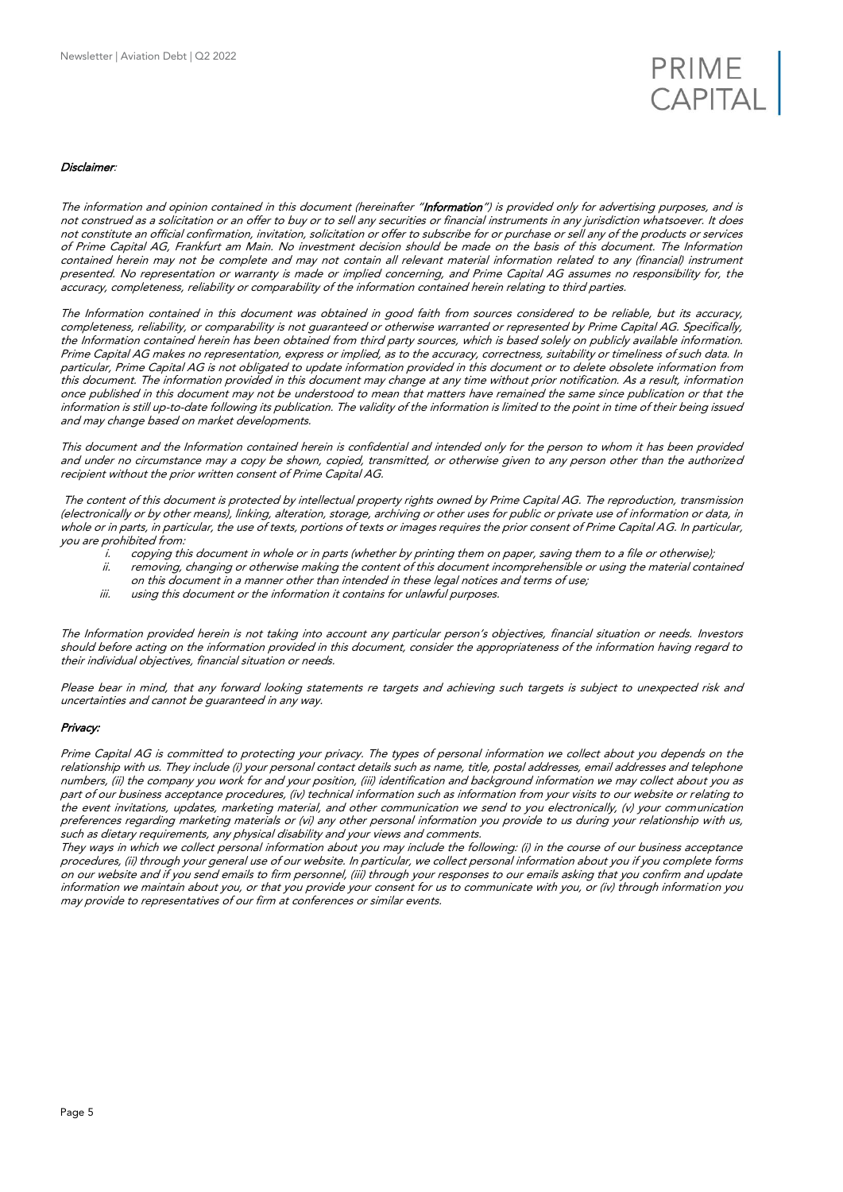***Disclaimer**:*

*The information and opinion contained in this document (hereinafter "**Information**") is provided only for advertising purposes, and is not construed as a solicitation or an offer to buy or to sell any securities or financial instruments in any jurisdiction whatsoever. It does not constitute an official confirmation, invitation, solicitation or offer to subscribe for or purchase or sell any of the products or services of Prime Capital AG, Frankfurt am Main. No investment decision should be made on the basis of this document. The Information contained herein may not be complete and may not contain all relevant material information related to any (financial) instrument presented. No representation or warranty is made or implied concerning, and Prime Capital AG assumes no responsibility for, the accuracy, completeness, reliability or comparability of the information contained herein relating to third parties.*

*The Information contained in this document was obtained in good faith from sources considered to be reliable, but its accuracy, completeness, reliability, or comparability is not guaranteed or otherwise warranted or represented by Prime Capital AG. Specifically, the Information contained herein has been obtained from third party sources, which is based solely on publicly available information. Prime Capital AG makes no representation, express or implied, as to the accuracy, correctness, suitability or timeliness of such data. In particular, Prime Capital AG is not obligated to update information provided in this document or to delete obsolete information from this document. The information provided in this document may change at any time without prior notification. As a result, information once published in this document may not be understood to mean that matters have remained the same since publication or that the information is still up-to-date following its publication. The validity of the information is limited to the point in time of their being issued and may change based on market developments.*

*This document and the Information contained herein is confidential and intended only for the person to whom it has been provided and under no circumstance may a copy be shown, copied, transmitted, or otherwise given to any person other than the authorized recipient without the prior written consent of Prime Capital AG.*

*The content of this document is protected by intellectual property rights owned by Prime Capital AG. The reproduction, transmission (electronically or by other means), linking, alteration, storage, archiving or other uses for public or private use of information or data, in whole or in parts, in particular, the use of texts, portions of texts or images requires the prior consent of Prime Capital AG. In particular, you are prohibited from:*

i. *copying this document in whole or in parts (whether by printing them on paper, saving them to a file or otherwise);*
ii. *removing, changing or otherwise making the content of this document incomprehensible or using the material contained on this document in a manner other than intended in these legal notices and terms of use;*
iii. *using this document or the information it contains for unlawful purposes.*

*The Information provided herein is not taking into account any particular person's objectives, financial situation or needs. Investors should before acting on the information provided in this document, consider the appropriateness of the information having regard to their individual objectives, financial situation or needs.*

*Please bear in mind, that any forward looking statements re targets and achieving such targets is subject to unexpected risk and uncertainties and cannot be guaranteed in any way.*

***Privacy:***

*Prime Capital AG is committed to protecting your privacy. The types of personal information we collect about you depends on the relationship with us. They include (i) your personal contact details such as name, title, postal addresses, email addresses and telephone numbers, (ii) the company you work for and your position, (iii) identification and background information we may collect about you as part of our business acceptance procedures, (iv) technical information such as information from your visits to our website or relating to the event invitations, updates, marketing material, and other communication we send to you electronically, (v) your communication preferences regarding marketing materials or (vi) any other personal information you provide to us during your relationship with us, such as dietary requirements, any physical disability and your views and comments.*
*They ways in which we collect personal information about you may include the following: (i) in the course of our business acceptance procedures, (ii) through your general use of our website. In particular, we collect personal information about you if you complete forms on our website and if you send emails to firm personnel, (iii) through your responses to our emails asking that you confirm and update information we maintain about you, or that you provide your consent for us to communicate with you, or (iv) through information you may provide to representatives of our firm at conferences or similar events.*